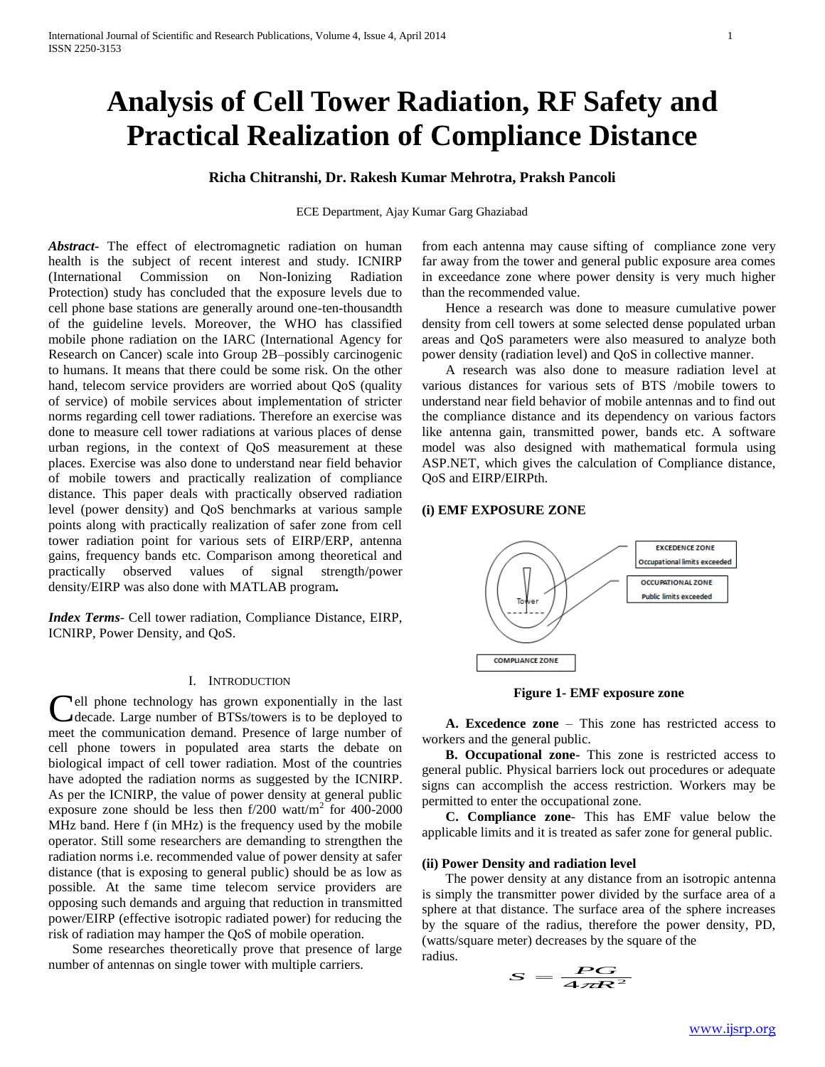# Analysis of Cell Tower Radiation, RF Safety and Practical Realization of Compliance Distance

**Richa Chitranshi, Dr. Rakesh Kumar Mehrotra, Praksh Pancoli**

ECE Department, Ajay Kumar Garg Ghaziabad

***Abstract-*** The effect of electromagnetic radiation on human health is the subject of recent interest and study. ICNIRP (International Commission on Non-Ionizing Radiation Protection) study has concluded that the exposure levels due to cell phone base stations are generally around one-ten-thousandth of the guideline levels. Moreover, the WHO has classified mobile phone radiation on the IARC (International Agency for Research on Cancer) scale into Group 2B–possibly carcinogenic to humans. It means that there could be some risk. On the other hand, telecom service providers are worried about QoS (quality of service) of mobile services about implementation of stricter norms regarding cell tower radiations. Therefore an exercise was done to measure cell tower radiations at various places of dense urban regions, in the context of QoS measurement at these places. Exercise was also done to understand near field behavior of mobile towers and practically realization of compliance distance. This paper deals with practically observed radiation level (power density) and QoS benchmarks at various sample points along with practically realization of safer zone from cell tower radiation point for various sets of EIRP/ERP, antenna gains, frequency bands etc. Comparison among theoretical and practically observed values of signal strength/power density/EIRP was also done with MATLAB program**.**

***Index Terms*****-** Cell tower radiation, Compliance Distance, EIRP, ICNIRP, Power Density, and QoS.

## I. Introduction

Cell phone technology has grown exponentially in the last decade. Large number of BTSs/towers is to be deployed to meet the communication demand. Presence of large number of cell phone towers in populated area starts the debate on biological impact of cell tower radiation. Most of the countries have adopted the radiation norms as suggested by the ICNIRP. As per the ICNIRP, the value of power density at general public exposure zone should be less then f/200 watt/m$^2$ for 400-2000 MHz band. Here f (in MHz) is the frequency used by the mobile operator. Still some researchers are demanding to strengthen the radiation norms i.e. recommended value of power density at safer distance (that is exposing to general public) should be as low as possible. At the same time telecom service providers are opposing such demands and arguing that reduction in transmitted power/EIRP (effective isotropic radiated power) for reducing the risk of radiation may hamper the QoS of mobile operation.

Some researches theoretically prove that presence of large number of antennas on single tower with multiple carriers. from each antenna may cause sifting of compliance zone very far away from the tower and general public exposure area comes in exceedance zone where power density is very much higher than the recommended value.

Hence a research was done to measure cumulative power density from cell towers at some selected dense populated urban areas and QoS parameters were also measured to analyze both power density (radiation level) and QoS in collective manner.

A research was also done to measure radiation level at various distances for various sets of BTS /mobile towers to understand near field behavior of mobile antennas and to find out the compliance distance and its dependency on various factors like antenna gain, transmitted power, bands etc. A software model was also designed with mathematical formula using ASP.NET, which gives the calculation of Compliance distance, QoS and EIRP/EIRPth.

### (i) EMF EXPOSURE ZONE

EXCEDENCE ZONE — Occupational limits exceeded

OCCUPATIONAL ZONE — Public limits exceeded

Tower

COMPLIANCE ZONE

**Figure 1- EMF exposure zone**

**A. Excedence zone** – This zone has restricted access to workers and the general public.

**B. Occupational zone-** This zone is restricted access to general public. Physical barriers lock out procedures or adequate signs can accomplish the access restriction. Workers may be permitted to enter the occupational zone.

**C. Compliance zone**- This has EMF value below the applicable limits and it is treated as safer zone for general public.

### (ii) Power Density and radiation level

The power density at any distance from an isotropic antenna is simply the transmitter power divided by the surface area of a sphere at that distance. The surface area of the sphere increases by the square of the radius, therefore the power density, PD, (watts/square meter) decreases by the square of the radius.

$$S = \frac{PG}{4\pi R^2}$$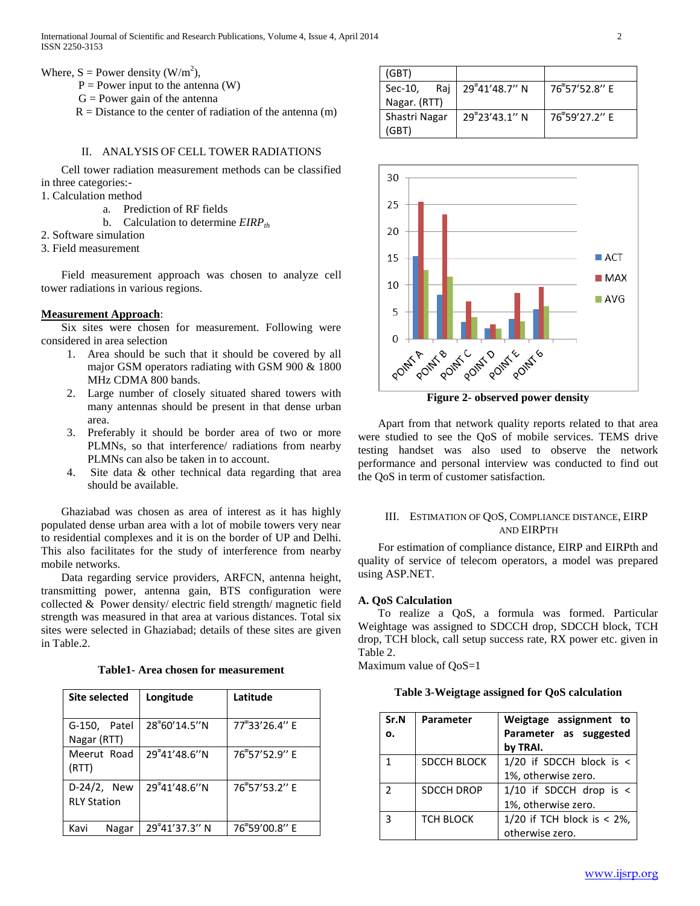Where, S = Power density ($W/m^2$),

P = Power input to the antenna (W)

G = Power gain of the antenna

R = Distance to the center of radiation of the antenna (m)

## II. ANALYSIS OF CELL TOWER RADIATIONS

Cell tower radiation measurement methods can be classified in three categories:-

1. Calculation method
   a. Prediction of RF fields
   b. Calculation to determine $EIRP_{th}$
2. Software simulation
3. Field measurement

Field measurement approach was chosen to analyze cell tower radiations in various regions.

**Measurement Approach**:

Six sites were chosen for measurement. Following were considered in area selection

1. Area should be such that it should be covered by all major GSM operators radiating with GSM 900 & 1800 MHz CDMA 800 bands.
2. Large number of closely situated shared towers with many antennas should be present in that dense urban area.
3. Preferably it should be border area of two or more PLMNs, so that interference/ radiations from nearby PLMNs can also be taken in to account.
4. Site data & other technical data regarding that area should be available.

Ghaziabad was chosen as area of interest as it has highly populated dense urban area with a lot of mobile towers very near to residential complexes and it is on the border of UP and Delhi. This also facilitates for the study of interference from nearby mobile networks.

Data regarding service providers, ARFCN, antenna height, transmitting power, antenna gain, BTS configuration were collected & Power density/ electric field strength/ magnetic field strength was measured in that area at various distances. Total six sites were selected in Ghaziabad; details of these sites are given in Table.2.

**Table1- Area chosen for measurement**

| Site selected | Longitude | Latitude |
|---|---|---|
| G-150, Patel Nagar (RTT) | 28°60'14.5''N | 77°33'26.4'' E |
| Meerut Road (RTT) | 29°41'48.6''N | 76°57'52.9'' E |
| D-24/2, New RLY Station | 29°41'48.6''N | 76°57'53.2'' E |
| Kavi Nagar (GBT) | 29°41'37.3'' N | 76°59'00.8'' E |
| Sec-10, Raj Nagar. (RTT) | 29°41'48.7'' N | 76°57'52.8'' E |
| Shastri Nagar (GBT) | 29°23'43.1'' N | 76°59'27.2'' E |

**Figure 2- observed power density**

Apart from that network quality reports related to that area were studied to see the QoS of mobile services. TEMS drive testing handset was also used to observe the network performance and personal interview was conducted to find out the QoS in term of customer satisfaction.

## III. ESTIMATION OF QOS, COMPLIANCE DISTANCE, EIRP AND EIRPTH

For estimation of compliance distance, EIRP and EIRPth and quality of service of telecom operators, a model was prepared using ASP.NET.

### A. QoS Calculation

To realize a QoS, a formula was formed. Particular Weightage was assigned to SDCCH drop, SDCCH block, TCH drop, TCH block, call setup success rate, RX power etc. given in Table 2.

Maximum value of QoS=1

**Table 3-Weigtage assigned for QoS calculation**

| Sr.No. | Parameter | Weigtage assignment to Parameter as suggested by TRAI. |
|---|---|---|
| 1 | SDCCH BLOCK | 1/20 if SDCCH block is < 1%, otherwise zero. |
| 2 | SDCCH DROP | 1/10 if SDCCH drop is < 1%, otherwise zero. |
| 3 | TCH BLOCK | 1/20 if TCH block is < 2%, otherwise zero. |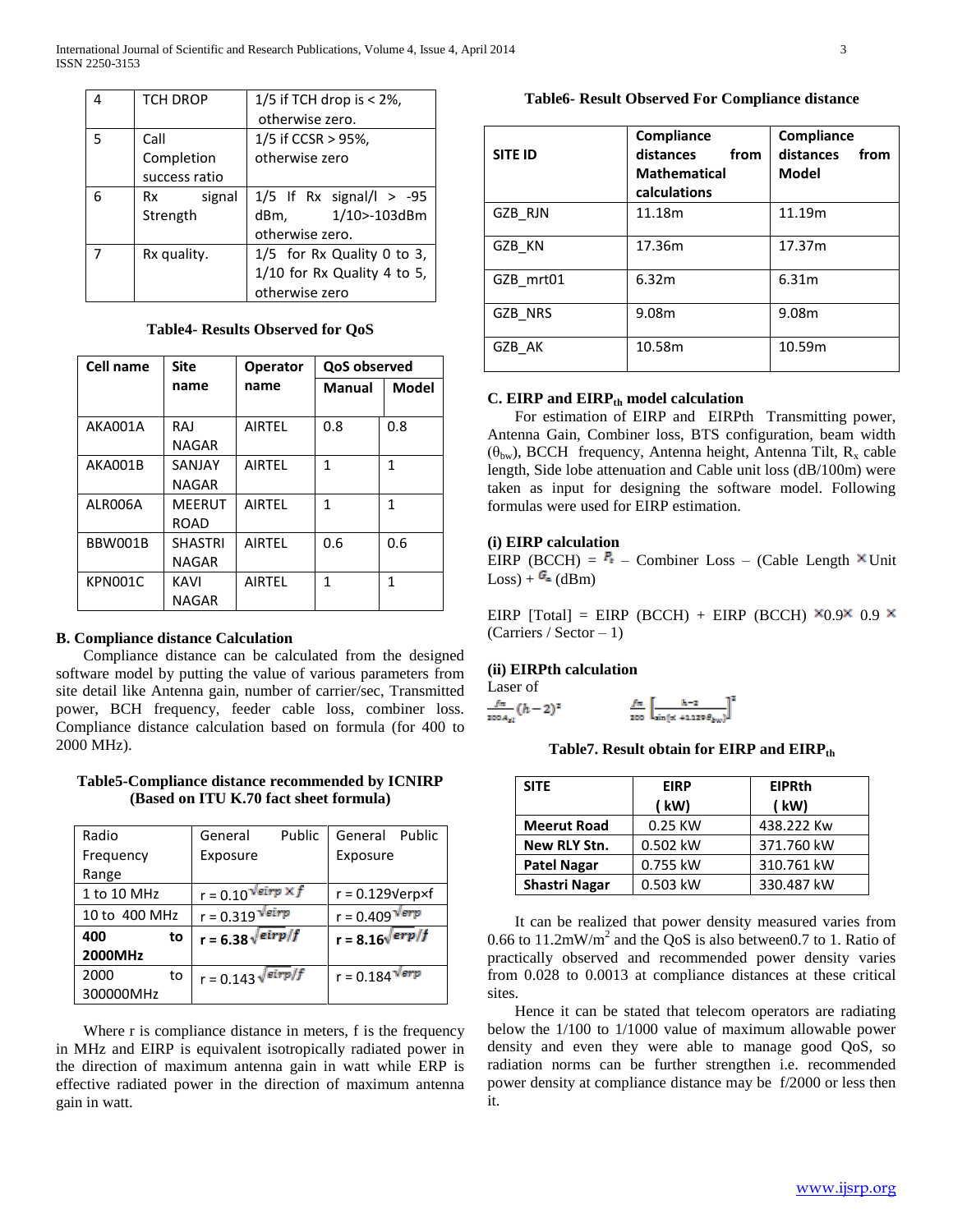| 4 | TCH DROP | 1/5 if TCH drop is < 2%, otherwise zero. |
|---|---|---|
| 5 | Call Completion success ratio | 1/5 if CCSR > 95%, otherwise zero |
| 6 | Rx signal Strength | 1/5 If Rx signal/l > -95 dBm, 1/10>-103dBm otherwise zero. |
| 7 | Rx quality. | 1/5 for Rx Quality 0 to 3, 1/10 for Rx Quality 4 to 5, otherwise zero |

**Table4- Results Observed for QoS**

| Cell name | Site name | Operator name | QoS observed | |
|---|---|---|---|---|
| | | | Manual | Model |
| AKA001A | RAJ NAGAR | AIRTEL | 0.8 | 0.8 |
| AKA001B | SANJAY NAGAR | AIRTEL | 1 | 1 |
| ALR006A | MEERUT ROAD | AIRTEL | 1 | 1 |
| BBW001B | SHASTRI NAGAR | AIRTEL | 0.6 | 0.6 |
| KPN001C | KAVI NAGAR | AIRTEL | 1 | 1 |

### B. Compliance distance Calculation

Compliance distance can be calculated from the designed software model by putting the value of various parameters from site detail like Antenna gain, number of carrier/sec, Transmitted power, BCH frequency, feeder cable loss, combiner loss. Compliance distance calculation based on formula (for 400 to 2000 MHz).

**Table5-Compliance distance recommended by ICNIRP (Based on ITU K.70 fact sheet formula)**

| Radio Frequency Range | General Public Exposure | General Public Exposure |
|---|---|---|
| 1 to 10 MHz | $r = 0.10\sqrt{eirp \times f}$ | r = 0.129√erp×f |
| 10 to 400 MHz | $r = 0.319\sqrt{eirp}$ | $r = 0.409\sqrt{erp}$ |
| **400 to 2000MHz** | $\mathbf{r = 6.38\sqrt{eirp/f}}$ | $\mathbf{r = 8.16\sqrt{erp/f}}$ |
| 2000 to 300000MHz | $r = 0.143\sqrt{eirp/f}$ | $r = 0.184\sqrt{erp}$ |

Where r is compliance distance in meters, f is the frequency in MHz and EIRP is equivalent isotropically radiated power in the direction of maximum antenna gain in watt while ERP is effective radiated power in the direction of maximum antenna gain in watt.

**Table6- Result Observed For Compliance distance**

| SITE ID | Compliance distances from Mathematical calculations | Compliance distances from Model |
|---|---|---|
| GZB_RJN | 11.18m | 11.19m |
| GZB_KN | 17.36m | 17.37m |
| GZB_mrt01 | 6.32m | 6.31m |
| GZB_NRS | 9.08m | 9.08m |
| GZB_AK | 10.58m | 10.59m |

### C. EIRP and $EIRP_{th}$ model calculation

For estimation of EIRP and EIRPth Transmitting power, Antenna Gain, Combiner loss, BTS configuration, beam width ($\theta_{bw}$), BCCH frequency, Antenna height, Antenna Tilt, $R_x$ cable length, Side lobe attenuation and Cable unit loss (dB/100m) were taken as input for designing the software model. Following formulas were used for EIRP estimation.

#### (i) EIRP calculation

EIRP (BCCH) = $P_t$ – Combiner Loss – (Cable Length $\times$ Unit Loss) + $G_a$ (dBm)

EIRP [Total] = EIRP (BCCH) + EIRP (BCCH) $\times 0.9 \times$ 0.9 $\times$ (Carriers / Sector – 1)

#### (ii) EIRPth calculation

Laser of

$$\frac{fm}{200A_{sl}}(h-2)^2 \qquad \frac{fm}{200}\left[\frac{h-2}{\sin(\alpha+1.1129\theta_{bw})}\right]^2$$

**Table7. Result obtain for EIRP and $EIRP_{th}$**

| SITE | EIRP ( kW) | EIPRth ( kW) |
|---|---|---|
| **Meerut Road** | 0.25 KW | 438.222 Kw |
| **New RLY Stn.** | 0.502 kW | 371.760 kW |
| **Patel Nagar** | 0.755 kW | 310.761 kW |
| **Shastri Nagar** | 0.503 kW | 330.487 kW |

It can be realized that power density measured varies from 0.66 to 11.2mW/m$^2$ and the QoS is also between0.7 to 1. Ratio of practically observed and recommended power density varies from 0.028 to 0.0013 at compliance distances at these critical sites.

Hence it can be stated that telecom operators are radiating below the 1/100 to 1/1000 value of maximum allowable power density and even they were able to manage good QoS, so radiation norms can be further strengthen i.e. recommended power density at compliance distance may be f/2000 or less then it.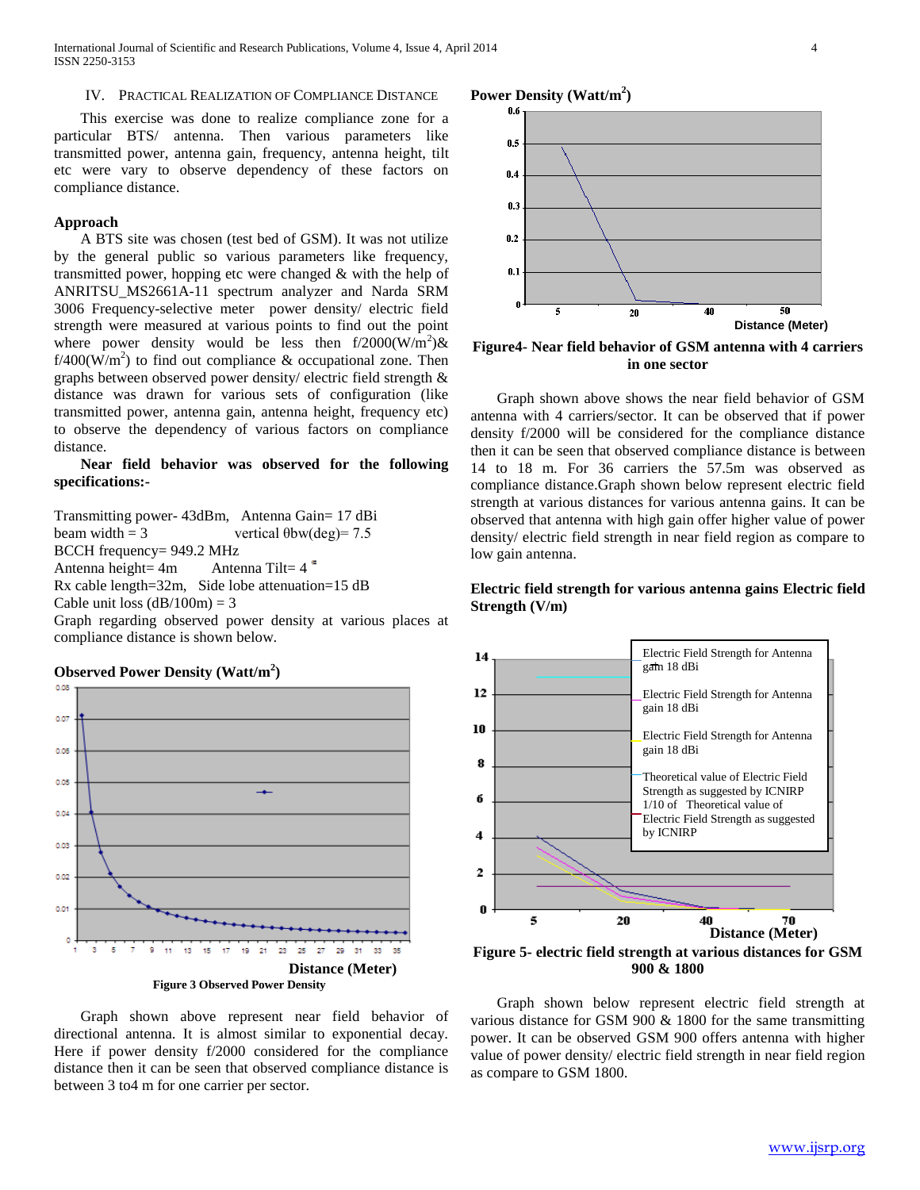## IV. Practical Realization of Compliance Distance

This exercise was done to realize compliance zone for a particular BTS/ antenna. Then various parameters like transmitted power, antenna gain, frequency, antenna height, tilt etc were vary to observe dependency of these factors on compliance distance.

### Approach

A BTS site was chosen (test bed of GSM). It was not utilize by the general public so various parameters like frequency, transmitted power, hopping etc were changed & with the help of ANRITSU_MS2661A-11 spectrum analyzer and Narda SRM 3006 Frequency-selective meter power density/ electric field strength were measured at various points to find out the point where power density would be less then f/2000($W/m^2$)& f/400($W/m^2$) to find out compliance & occupational zone. Then graphs between observed power density/ electric field strength & distance was drawn for various sets of configuration (like transmitted power, antenna gain, antenna height, frequency etc) to observe the dependency of various factors on compliance distance.

**Near field behavior was observed for the following specifications:-**

Transmitting power- 43dBm, Antenna Gain= 17 dBi
beam width = 3 vertical θbw(deg)= 7.5
BCCH frequency= 949.2 MHz
Antenna height= 4m Antenna Tilt= 4
Rx cable length=32m, Side lobe attenuation=15 dB
Cable unit loss (dB/100m) = 3
Graph regarding observed power density at various places at compliance distance is shown below.

**Observed Power Density (Watt/$m^2$)**

Distance (Meter)

**Figure 3 Observed Power Density**

Graph shown above represent near field behavior of directional antenna. It is almost similar to exponential decay. Here if power density f/2000 considered for the compliance distance then it can be seen that observed compliance distance is between 3 to4 m for one carrier per sector.

**Power Density (Watt/$m^2$)**

Distance (Meter)

**Figure4- Near field behavior of GSM antenna with 4 carriers in one sector**

Graph shown above shows the near field behavior of GSM antenna with 4 carriers/sector. It can be observed that if power density f/2000 will be considered for the compliance distance then it can be seen that observed compliance distance is between 14 to 18 m. For 36 carriers the 57.5m was observed as compliance distance.Graph shown below represent electric field strength at various distances for various antenna gains. It can be observed that antenna with high gain offer higher value of power density/ electric field strength in near field region as compare to low gain antenna.

**Electric field strength for various antenna gains Electric field Strength (V/m)**

Distance (Meter)

**Figure 5- electric field strength at various distances for GSM 900 & 1800**

Graph shown below represent electric field strength at various distance for GSM 900 & 1800 for the same transmitting power. It can be observed GSM 900 offers antenna with higher value of power density/ electric field strength in near field region as compare to GSM 1800.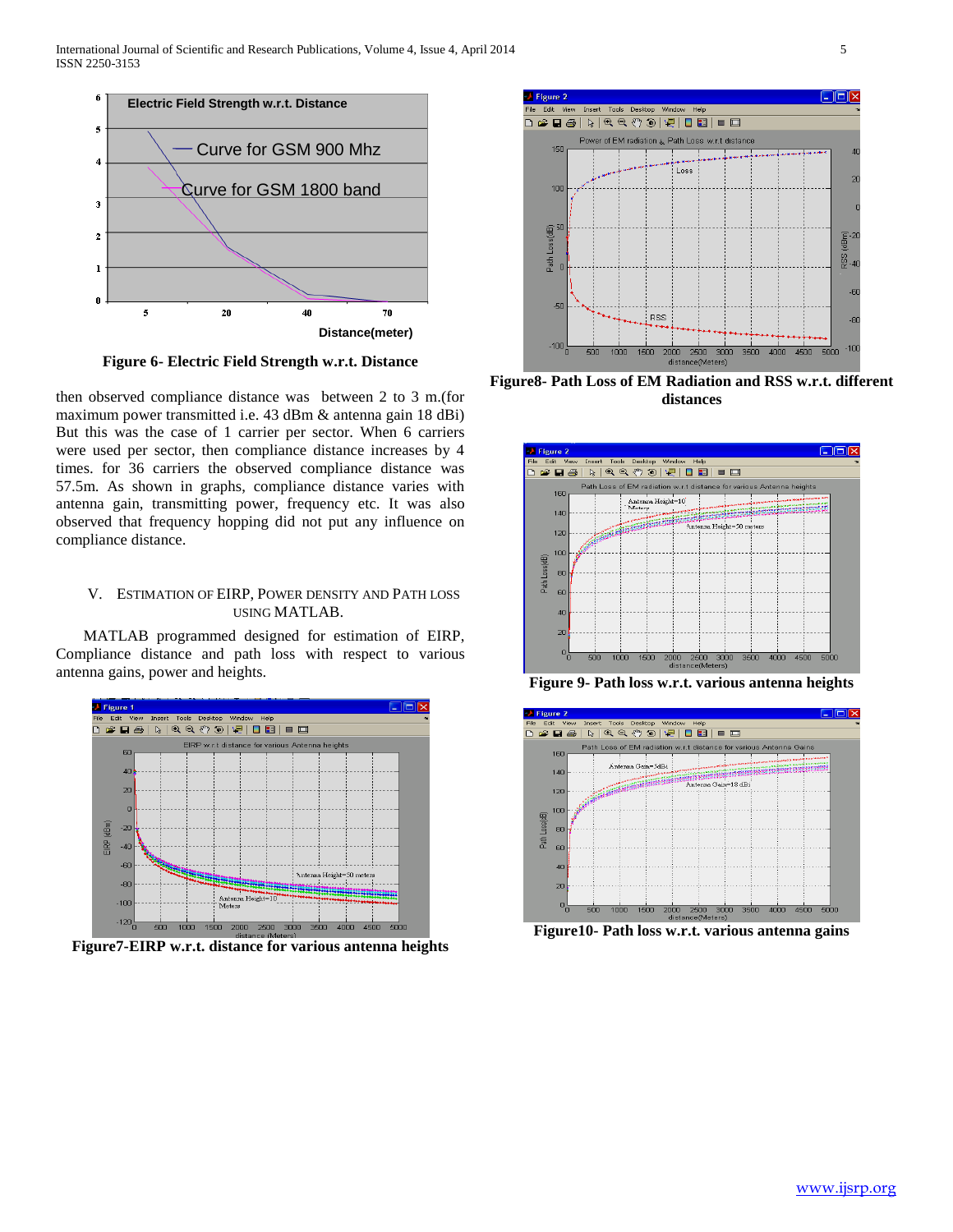Figure 6- Electric Field Strength w.r.t. Distance

then observed compliance distance was between 2 to 3 m.(for maximum power transmitted i.e. 43 dBm & antenna gain 18 dBi) But this was the case of 1 carrier per sector. When 6 carriers were used per sector, then compliance distance increases by 4 times. for 36 carriers the observed compliance distance was 57.5m. As shown in graphs, compliance distance varies with antenna gain, transmitting power, frequency etc. It was also observed that frequency hopping did not put any influence on compliance distance.

## V. Estimation of EIRP, Power Density and Path Loss using MATLAB.

MATLAB programmed designed for estimation of EIRP, Compliance distance and path loss with respect to various antenna gains, power and heights.

Figure7-EIRP w.r.t. distance for various antenna heights

Figure8- Path Loss of EM Radiation and RSS w.r.t. different distances

Figure 9- Path loss w.r.t. various antenna heights

Figure10- Path loss w.r.t. various antenna gains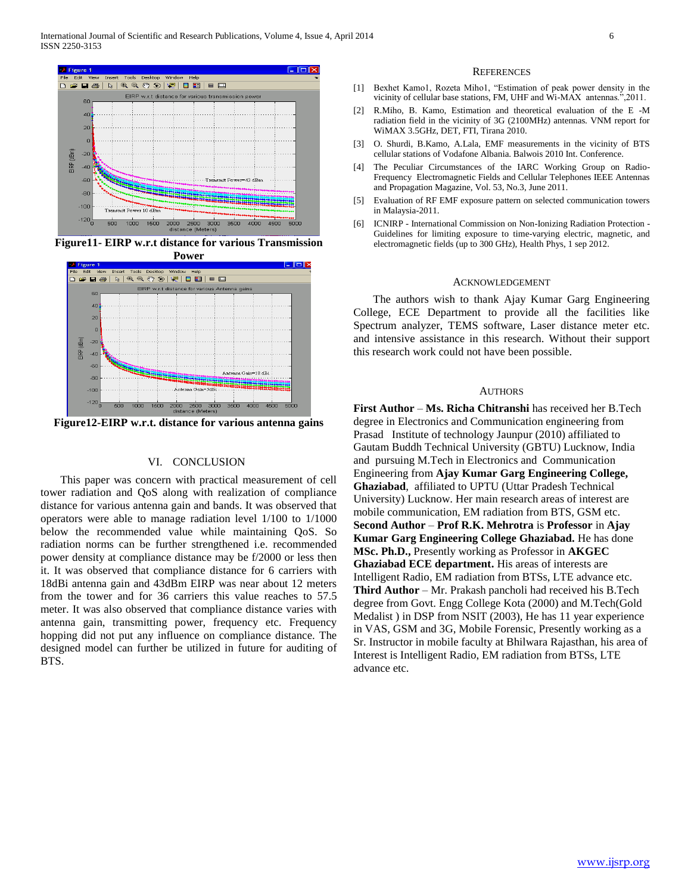EIRP w.r.t distance for various transmission power

EIRP (dBm)

distance (Meters)

Transmit Power=43 dBm

Transmit Power 10 dBm

Figure11- EIRP w.r.t distance for various Transmission Power

EIRP w.r.t distance for various Antenna gains

EIRP (dBm)

distance (Meters)

Antenna Gain=18 dBi

Antenna Gain=5dBi

Figure12-EIRP w.r.t. distance for various antenna gains

## VI. CONCLUSION

This paper was concern with practical measurement of cell tower radiation and QoS along with realization of compliance distance for various antenna gain and bands. It was observed that operators were able to manage radiation level 1/100 to 1/1000 below the recommended value while maintaining QoS. So radiation norms can be further strengthened i.e. recommended power density at compliance distance may be f/2000 or less then it. It was observed that compliance distance for 6 carriers with 18dBi antenna gain and 43dBm EIRP was near about 12 meters from the tower and for 36 carriers this value reaches to 57.5 meter. It was also observed that compliance distance varies with antenna gain, transmitting power, frequency etc. Frequency hopping did not put any influence on compliance distance. The designed model can further be utilized in future for auditing of BTS.

## REFERENCES

[1] Bexhet Kamo1, Rozeta Miho1, "Estimation of peak power density in the vicinity of cellular base stations, FM, UHF and Wi-MAX antennas.",2011.

[2] R.Miho, B. Kamo, Estimation and theoretical evaluation of the E -M radiation field in the vicinity of 3G (2100MHz) antennas. VNM report for WiMAX 3.5GHz, DET, FTI, Tirana 2010.

[3] O. Shurdi, B.Kamo, A.Lala, EMF measurements in the vicinity of BTS cellular stations of Vodafone Albania. Balwois 2010 Int. Conference.

[4] The Peculiar Circumstances of the IARC Working Group on Radio-Frequency Electromagnetic Fields and Cellular Telephones IEEE Antennas and Propagation Magazine, Vol. 53, No.3, June 2011.

[5] Evaluation of RF EMF exposure pattern on selected communication towers in Malaysia-2011.

[6] ICNIRP - International Commission on Non-Ionizing Radiation Protection - Guidelines for limiting exposure to time-varying electric, magnetic, and electromagnetic fields (up to 300 GHz), Health Phys, 1 sep 2012.

## ACKNOWLEDGEMENT

The authors wish to thank Ajay Kumar Garg Engineering College, ECE Department to provide all the facilities like Spectrum analyzer, TEMS software, Laser distance meter etc. and intensive assistance in this research. Without their support this research work could not have been possible.

## AUTHORS

**First Author** – **Ms. Richa Chitranshi** has received her B.Tech degree in Electronics and Communication engineering from Prasad Institute of technology Jaunpur (2010) affiliated to Gautam Buddh Technical University (GBTU) Lucknow, India and pursuing M.Tech in Electronics and Communication Engineering from **Ajay Kumar Garg Engineering College, Ghaziabad**, affiliated to UPTU (Uttar Pradesh Technical University) Lucknow. Her main research areas of interest are mobile communication, EM radiation from BTS, GSM etc.

**Second Author** – **Prof R.K. Mehrotra** is **Professor** in **Ajay Kumar Garg Engineering College Ghaziabad.** He has done **MSc. Ph.D.,** Presently working as Professor in **AKGEC Ghaziabad ECE department.** His areas of interests are Intelligent Radio, EM radiation from BTSs, LTE advance etc.

**Third Author** – Mr. Prakash pancholi had received his B.Tech degree from Govt. Engg College Kota (2000) and M.Tech(Gold Medalist ) in DSP from NSIT (2003), He has 11 year experience in VAS, GSM and 3G, Mobile Forensic, Presently working as a Sr. Instructor in mobile faculty at Bhilwara Rajasthan, his area of Interest is Intelligent Radio, EM radiation from BTSs, LTE advance etc.